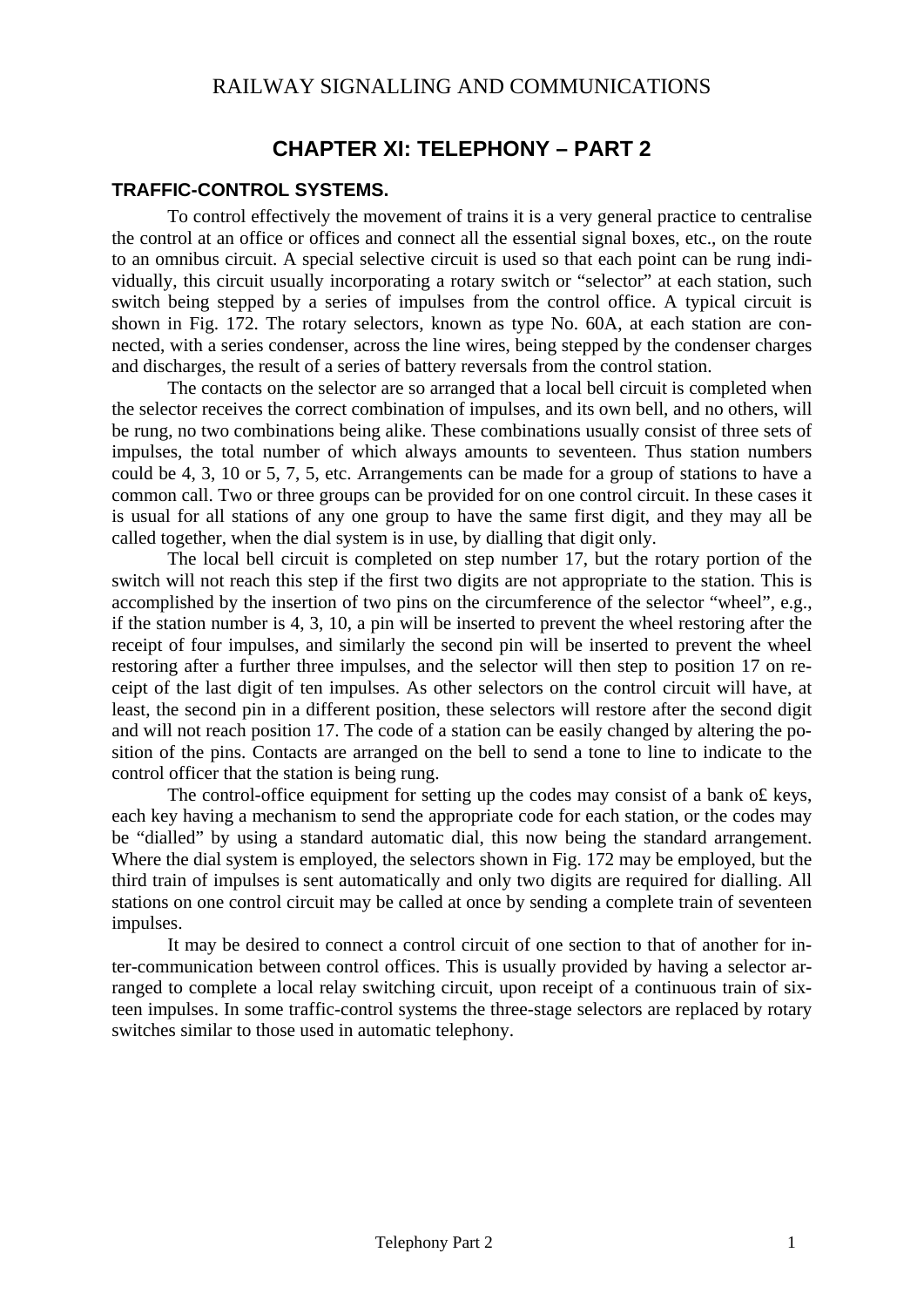# RAILWAY SIGNALLING AND COMMUNICATIONS

## CHAPTER XI: TELEPHONY – PART 2

### TRAFFIC-CONTROL SYSTEMS.

To control effectively the movement of trains it is a very general practice to centralise the control at an office or offices and connect all the essential signal boxes, etc., on the route to an omnibus circuit. A special selective circuit is used so that each point can be rung individually, this circuit usually incorporating a rotary switch or "selector" at each station, such switch being stepped by a series of impulses from the control office. A typical circuit is shown in Fig. 172. The rotary selectors, known as type No. 60A, at each station are connected, with a series condenser, across the line wires, being stepped by the condenser charges and discharges, the result of a series of battery reversals from the control station.

The contacts on the selector are so arranged that a local bell circuit is completed when the selector receives the correct combination of impulses, and its own bell, and no others, will be rung, no two combinations being alike. These combinations usually consist of three sets of impulses, the total number of which always amounts to seventeen. Thus station numbers could be 4, 3, 10 or 5, 7, 5, etc. Arrangements can be made for a group of stations to have a common call. Two or three groups can be provided for on one control circuit. In these cases it is usual for all stations of any one group to have the same first digit, and they may all be called together, when the dial system is in use, by dialling that digit only.

The local bell circuit is completed on step number 17, but the rotary portion of the switch will not reach this step if the first two digits are not appropriate to the station. This is accomplished by the insertion of two pins on the circumference of the selector "wheel", e.g., if the station number is 4, 3, 10, a pin will be inserted to prevent the wheel restoring after the receipt of four impulses, and similarly the second pin will be inserted to prevent the wheel restoring after a further three impulses, and the selector will then step to position 17 on receipt of the last digit of ten impulses. As other selectors on the control circuit will have, at least, the second pin in a different position, these selectors will restore after the second digit and will not reach position 17. The code of a station can be easily changed by altering the position of the pins. Contacts are arranged on the bell to send a tone to line to indicate to the control officer that the station is being rung.

The control-office equipment for setting up the codes may consist of a bank o£ keys, each key having a mechanism to send the appropriate code for each station, or the codes may be "dialled" by using a standard automatic dial, this now being the standard arrangement. Where the dial system is employed, the selectors shown in Fig. 172 may be employed, but the third train of impulses is sent automatically and only two digits are required for dialling. All stations on one control circuit may be called at once by sending a complete train of seventeen impulses.

It may be desired to connect a control circuit of one section to that of another for inter-communication between control offices. This is usually provided by having a selector arranged to complete a local relay switching circuit, upon receipt of a continuous train of sixteen impulses. In some traffic-control systems the three-stage selectors are replaced by rotary switches similar to those used in automatic telephony.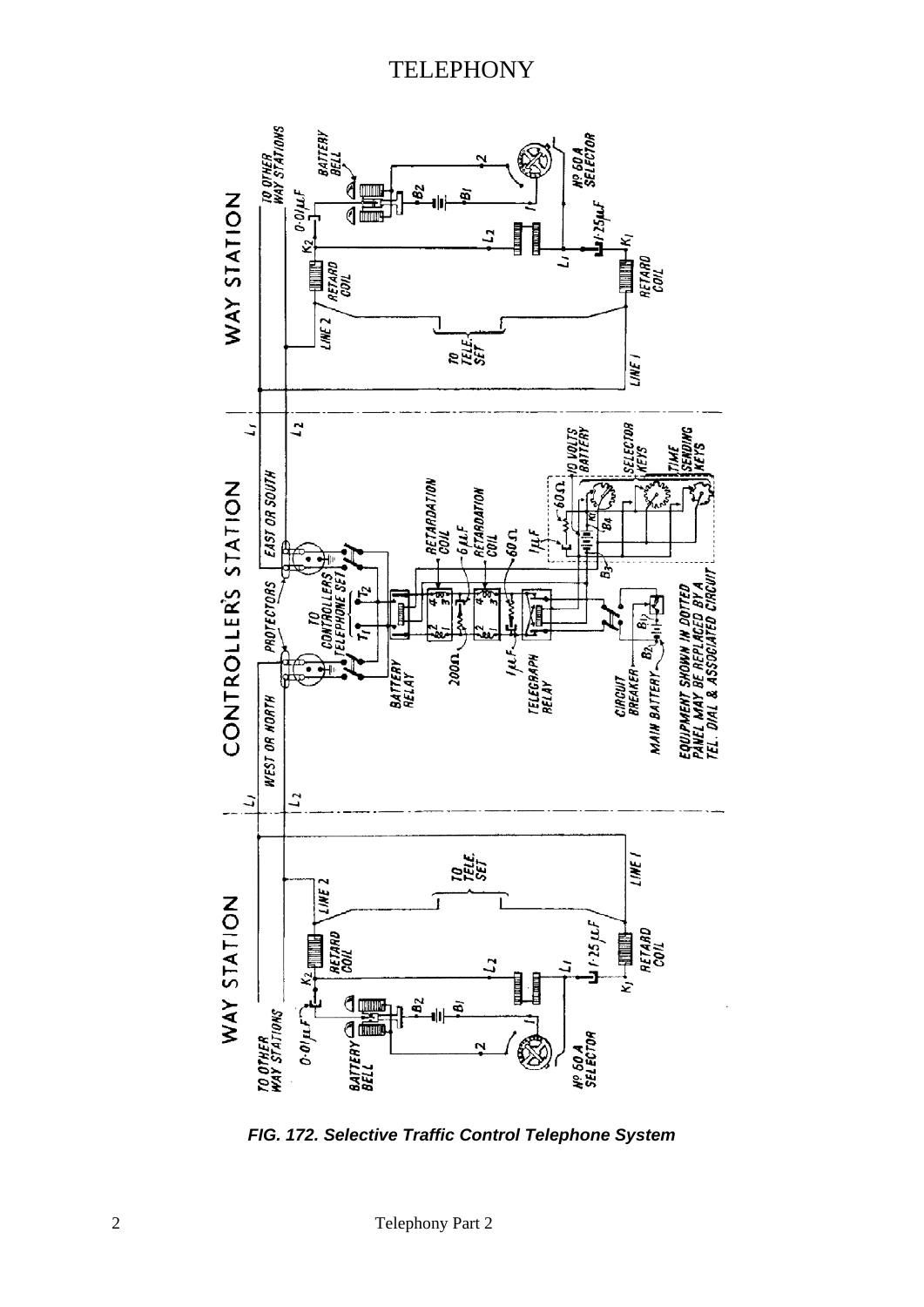**FIG. 172. Selective Traffic Control Telephone System**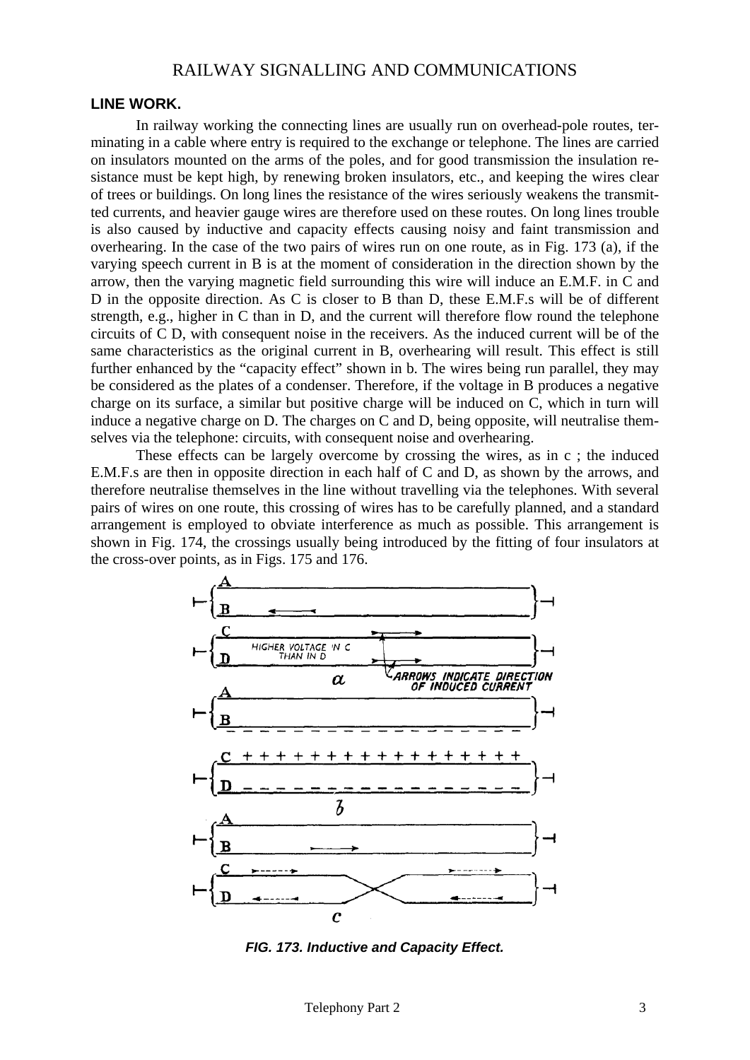## LINE WORK.

In railway working the connecting lines are usually run on overhead-pole routes, terminating in a cable where entry is required to the exchange or telephone. The lines are carried on insulators mounted on the arms of the poles, and for good transmission the insulation resistance must be kept high, by renewing broken insulators, etc., and keeping the wires clear of trees or buildings. On long lines the resistance of the wires seriously weakens the transmitted currents, and heavier gauge wires are therefore used on these routes. On long lines trouble is also caused by inductive and capacity effects causing noisy and faint transmission and overhearing. In the case of the two pairs of wires run on one route, as in Fig. 173 (a), if the varying speech current in B is at the moment of consideration in the direction shown by the arrow, then the varying magnetic field surrounding this wire will induce an E.M.F. in C and D in the opposite direction. As C is closer to B than D, these E.M.F.s will be of different strength, e.g., higher in C than in D, and the current will therefore flow round the telephone circuits of C D, with consequent noise in the receivers. As the induced current will be of the same characteristics as the original current in B, overhearing will result. This effect is still further enhanced by the "capacity effect" shown in b. The wires being run parallel, they may be considered as the plates of a condenser. Therefore, if the voltage in B produces a negative charge on its surface, a similar but positive charge will be induced on C, which in turn will induce a negative charge on D. The charges on C and D, being opposite, will neutralise themselves via the telephone: circuits, with consequent noise and overhearing.

These effects can be largely overcome by crossing the wires, as in c ; the induced E.M.F.s are then in opposite direction in each half of C and D, as shown by the arrows, and therefore neutralise themselves in the line without travelling via the telephones. With several pairs of wires on one route, this crossing of wires has to be carefully planned, and a standard arrangement is employed to obviate interference as much as possible. This arrangement is shown in Fig. 174, the crossings usually being introduced by the fitting of four insulators at the cross-over points, as in Figs. 175 and 176.

***FIG. 173. Inductive and Capacity Effect.***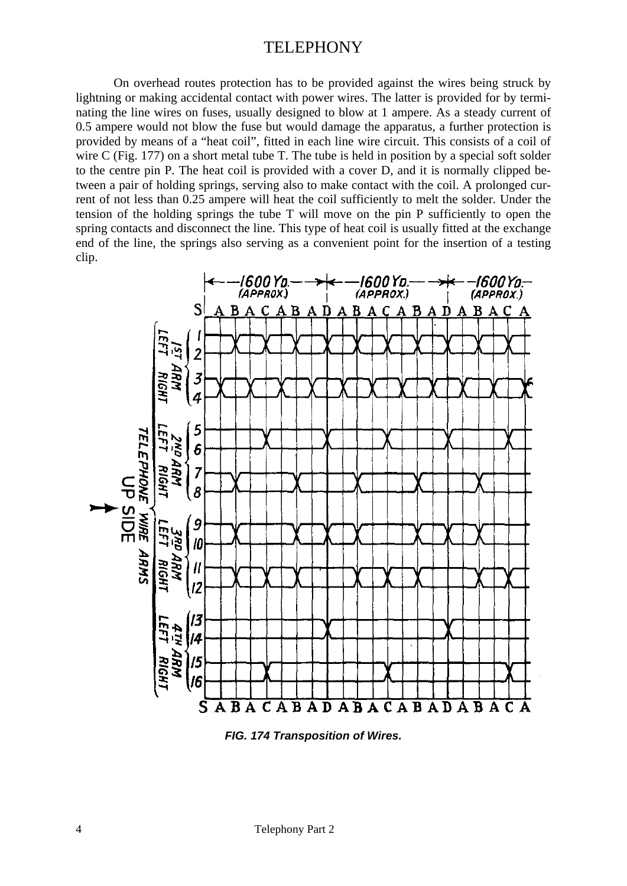On overhead routes protection has to be provided against the wires being struck by lightning or making accidental contact with power wires. The latter is provided for by terminating the line wires on fuses, usually designed to blow at 1 ampere. As a steady current of 0.5 ampere would not blow the fuse but would damage the apparatus, a further protection is provided by means of a "heat coil", fitted in each line wire circuit. This consists of a coil of wire C (Fig. 177) on a short metal tube T. The tube is held in position by a special soft solder to the centre pin P. The heat coil is provided with a cover D, and it is normally clipped between a pair of holding springs, serving also to make contact with the coil. A prolonged current of not less than 0.25 ampere will heat the coil sufficiently to melt the solder. Under the tension of the holding springs the tube T will move on the pin P sufficiently to open the spring contacts and disconnect the line. This type of heat coil is usually fitted at the exchange end of the line, the springs also serving as a convenient point for the insertion of a testing clip.

***FIG. 174 Transposition of Wires.***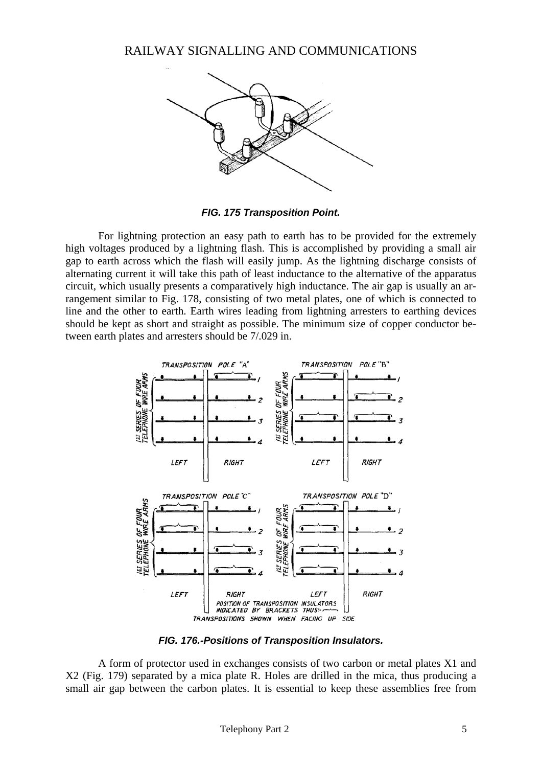*FIG. 175 Transposition Point.*

For lightning protection an easy path to earth has to be provided for the extremely high voltages produced by a lightning flash. This is accomplished by providing a small air gap to earth across which the flash will easily jump. As the lightning discharge consists of alternating current it will take this path of least inductance to the alternative of the apparatus circuit, which usually presents a comparatively high inductance. The air gap is usually an arrangement similar to Fig. 178, consisting of two metal plates, one of which is connected to line and the other to earth. Earth wires leading from lightning arresters to earthing devices should be kept as short and straight as possible. The minimum size of copper conductor between earth plates and arresters should be 7/.029 in.

*FIG. 176.-Positions of Transposition Insulators.*

A form of protector used in exchanges consists of two carbon or metal plates X1 and X2 (Fig. 179) separated by a mica plate R. Holes are drilled in the mica, thus producing a small air gap between the carbon plates. It is essential to keep these assemblies free from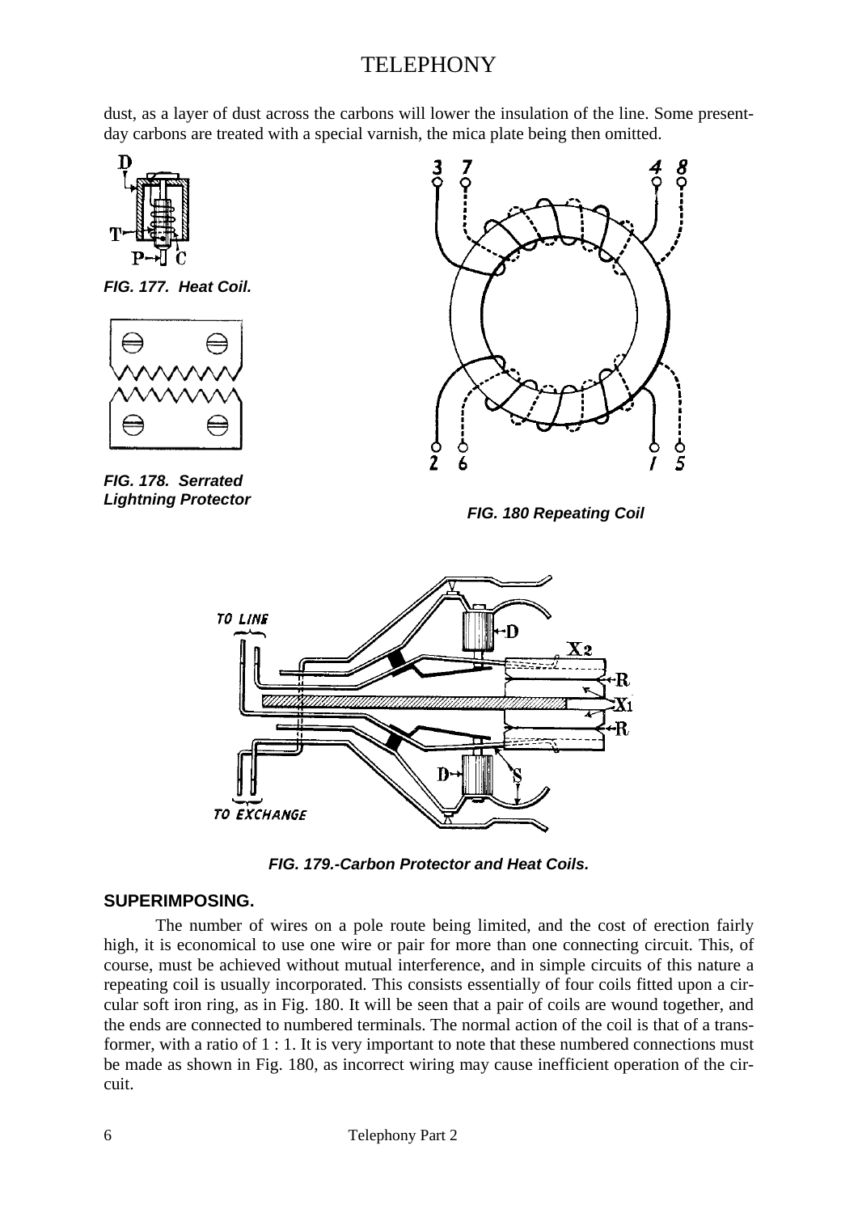dust, as a layer of dust across the carbons will lower the insulation of the line. Some present-day carbons are treated with a special varnish, the mica plate being then omitted.

***FIG. 177. Heat Coil.***

***FIG. 178. Serrated Lightning Protector***

***FIG. 180 Repeating Coil***

***FIG. 179.-Carbon Protector and Heat Coils.***

## SUPERIMPOSING.

The number of wires on a pole route being limited, and the cost of erection fairly high, it is economical to use one wire or pair for more than one connecting circuit. This, of course, must be achieved without mutual interference, and in simple circuits of this nature a repeating coil is usually incorporated. This consists essentially of four coils fitted upon a circular soft iron ring, as in Fig. 180. It will be seen that a pair of coils are wound together, and the ends are connected to numbered terminals. The normal action of the coil is that of a transformer, with a ratio of 1 : 1. It is very important to note that these numbered connections must be made as shown in Fig. 180, as incorrect wiring may cause inefficient operation of the circuit.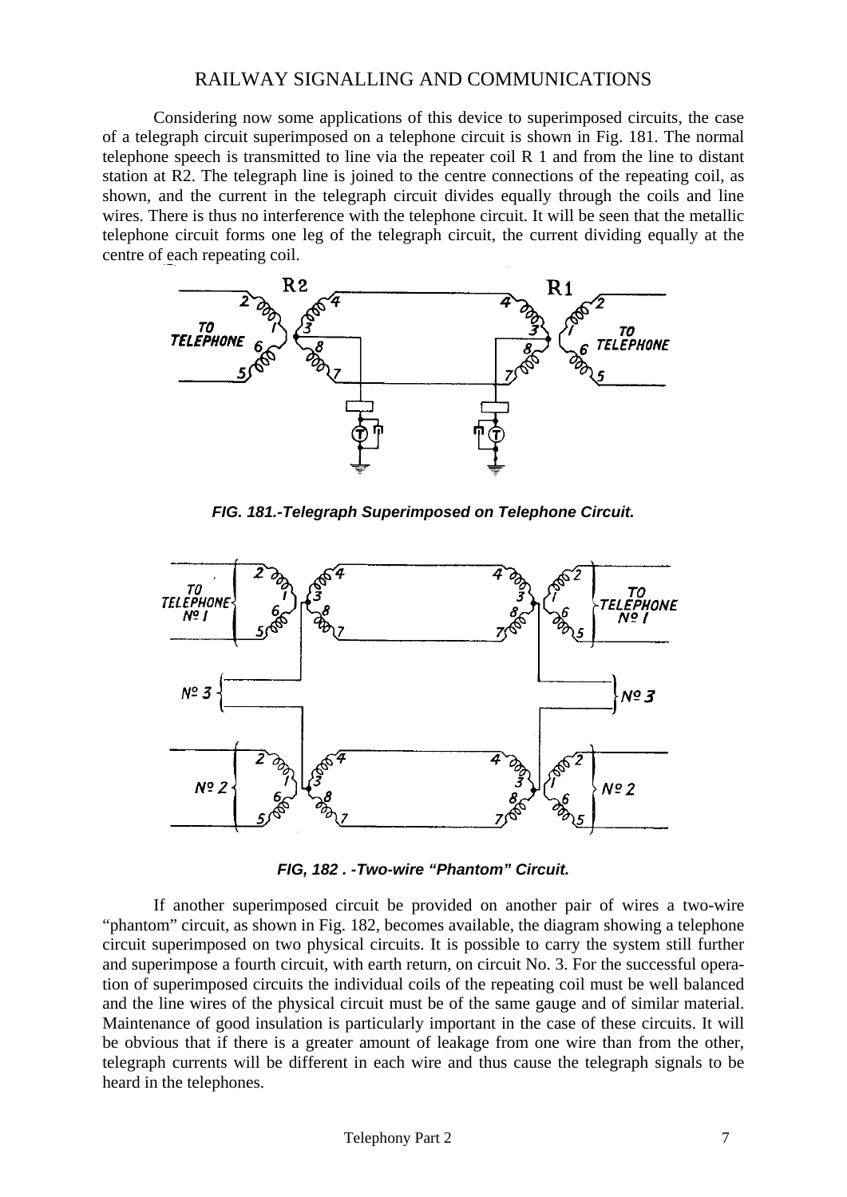Considering now some applications of this device to superimposed circuits, the case of a telegraph circuit superimposed on a telephone circuit is shown in Fig. 181. The normal telephone speech is transmitted to line via the repeater coil R 1 and from the line to distant station at R2. The telegraph line is joined to the centre connections of the repeating coil, as shown, and the current in the telegraph circuit divides equally through the coils and line wires. There is thus no interference with the telephone circuit. It will be seen that the metallic telephone circuit forms one leg of the telegraph circuit, the current dividing equally at the centre of each repeating coil.

***FIG. 181.-Telegraph Superimposed on Telephone Circuit.***

***FIG, 182 . -Two-wire "Phantom" Circuit.***

If another superimposed circuit be provided on another pair of wires a two-wire "phantom" circuit, as shown in Fig. 182, becomes available, the diagram showing a telephone circuit superimposed on two physical circuits. It is possible to carry the system still further and superimpose a fourth circuit, with earth return, on circuit No. 3. For the successful operation of superimposed circuits the individual coils of the repeating coil must be well balanced and the line wires of the physical circuit must be of the same gauge and of similar material. Maintenance of good insulation is particularly important in the case of these circuits. It will be obvious that if there is a greater amount of leakage from one wire than from the other, telegraph currents will be different in each wire and thus cause the telegraph signals to be heard in the telephones.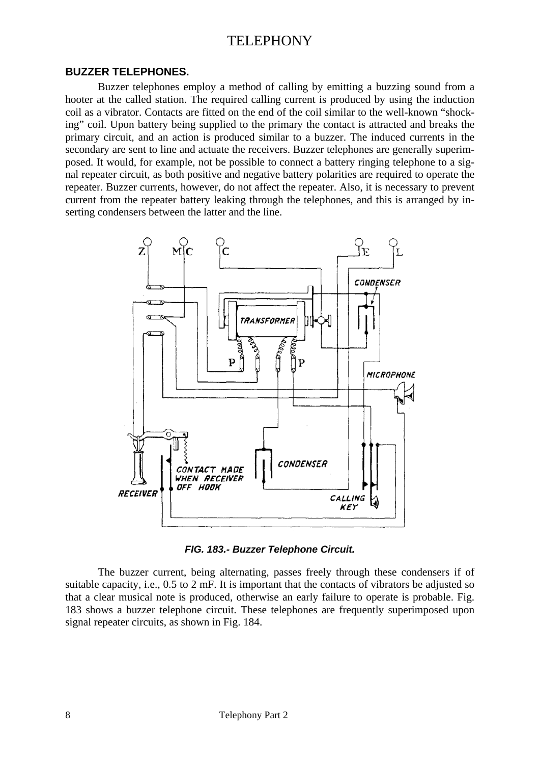## BUZZER TELEPHONES.

Buzzer telephones employ a method of calling by emitting a buzzing sound from a hooter at the called station. The required calling current is produced by using the induction coil as a vibrator. Contacts are fitted on the end of the coil similar to the well-known "shocking" coil. Upon battery being supplied to the primary the contact is attracted and breaks the primary circuit, and an action is produced similar to a buzzer. The induced currents in the secondary are sent to line and actuate the receivers. Buzzer telephones are generally superimposed. It would, for example, not be possible to connect a battery ringing telephone to a signal repeater circuit, as both positive and negative battery polarities are required to operate the repeater. Buzzer currents, however, do not affect the repeater. Also, it is necessary to prevent current from the repeater battery leaking through the telephones, and this is arranged by inserting condensers between the latter and the line.

*FIG. 183.- Buzzer Telephone Circuit.*

The buzzer current, being alternating, passes freely through these condensers if of suitable capacity, i.e., 0.5 to 2 mF. It is important that the contacts of vibrators be adjusted so that a clear musical note is produced, otherwise an early failure to operate is probable. Fig. 183 shows a buzzer telephone circuit. These telephones are frequently superimposed upon signal repeater circuits, as shown in Fig. 184.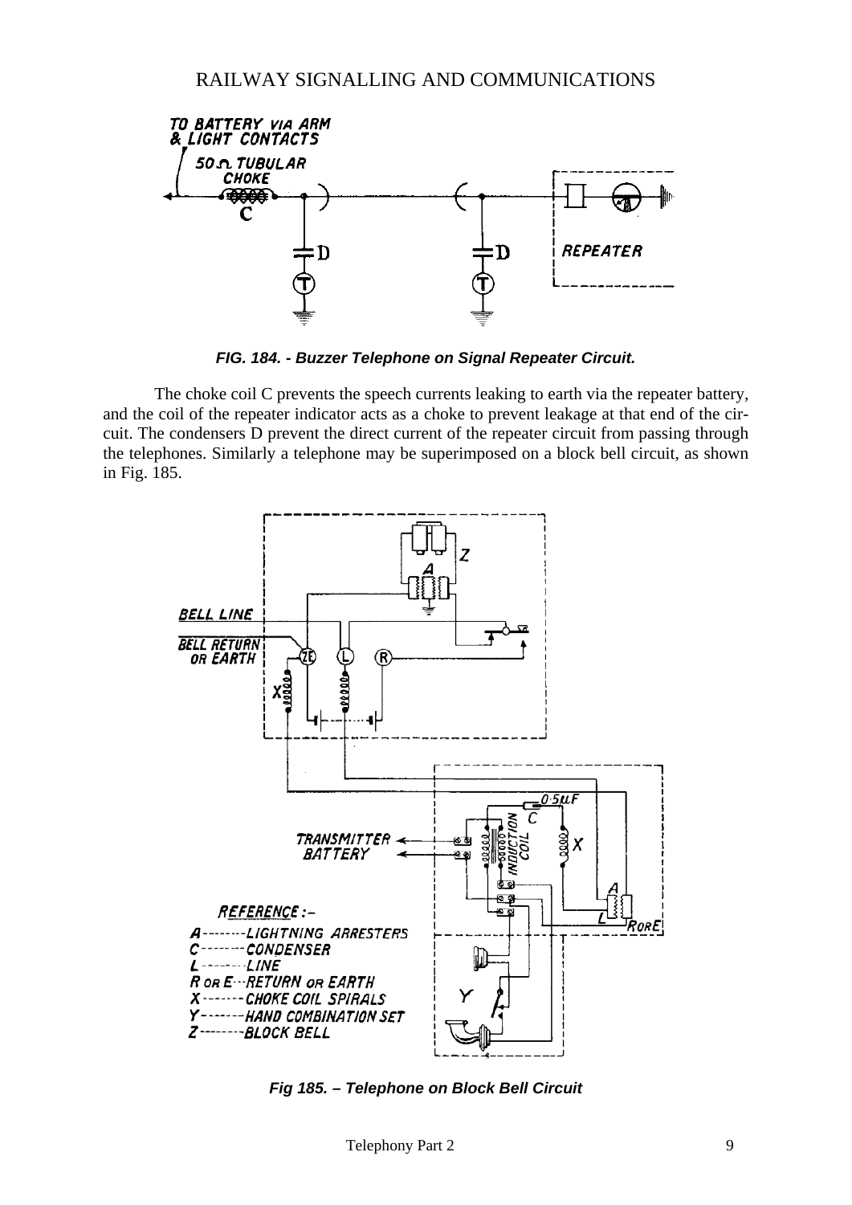FIG. 184. - Buzzer Telephone on Signal Repeater Circuit.

The choke coil C prevents the speech currents leaking to earth via the repeater battery, and the coil of the repeater indicator acts as a choke to prevent leakage at that end of the circuit. The condensers D prevent the direct current of the repeater circuit from passing through the telephones. Similarly a telephone may be superimposed on a block bell circuit, as shown in Fig. 185.

Fig 185. – Telephone on Block Bell Circuit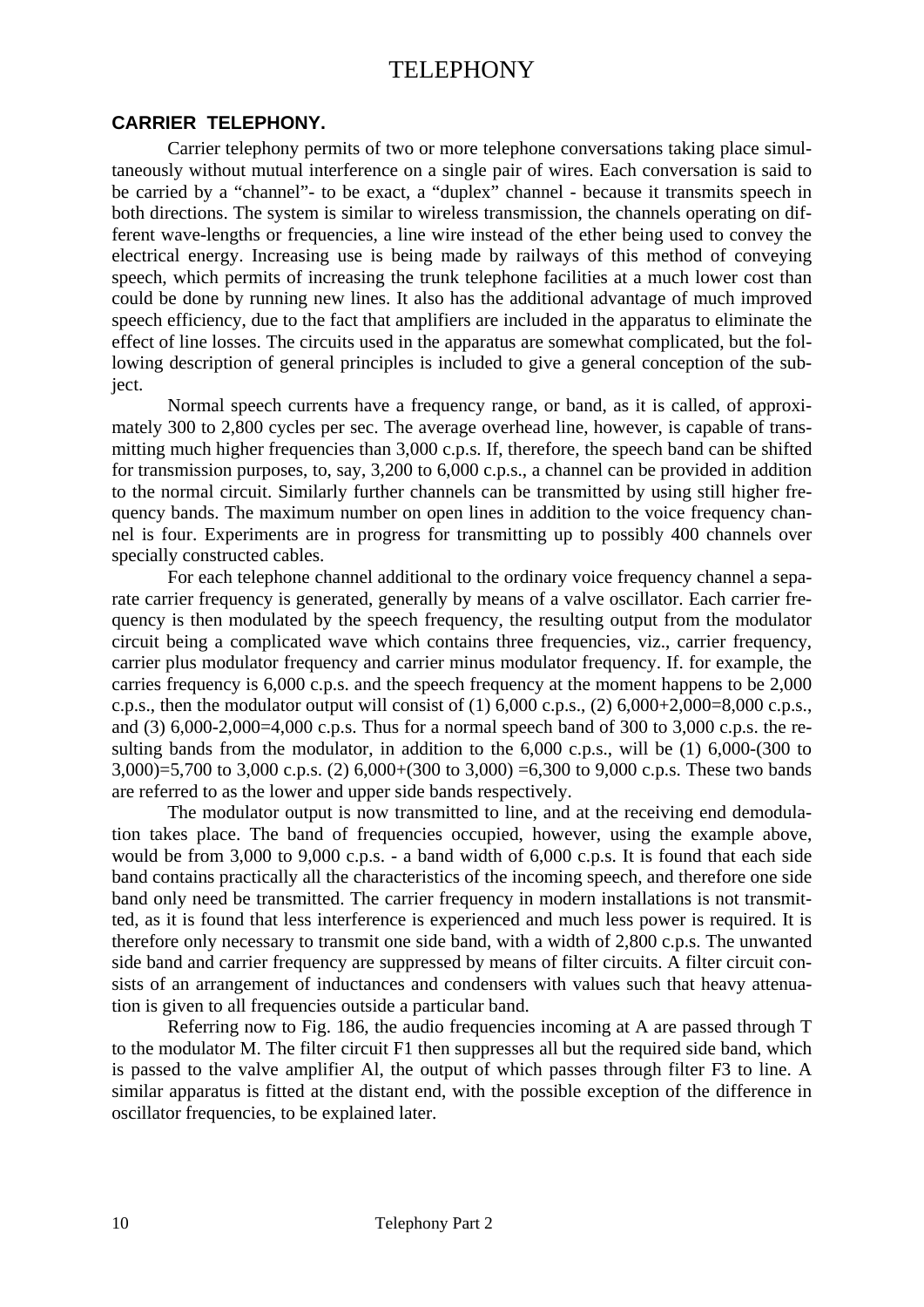# TELEPHONY

## CARRIER TELEPHONY.

Carrier telephony permits of two or more telephone conversations taking place simultaneously without mutual interference on a single pair of wires. Each conversation is said to be carried by a "channel"- to be exact, a "duplex" channel - because it transmits speech in both directions. The system is similar to wireless transmission, the channels operating on different wave-lengths or frequencies, a line wire instead of the ether being used to convey the electrical energy. Increasing use is being made by railways of this method of conveying speech, which permits of increasing the trunk telephone facilities at a much lower cost than could be done by running new lines. It also has the additional advantage of much improved speech efficiency, due to the fact that amplifiers are included in the apparatus to eliminate the effect of line losses. The circuits used in the apparatus are somewhat complicated, but the following description of general principles is included to give a general conception of the subject.

Normal speech currents have a frequency range, or band, as it is called, of approximately 300 to 2,800 cycles per sec. The average overhead line, however, is capable of transmitting much higher frequencies than 3,000 c.p.s. If, therefore, the speech band can be shifted for transmission purposes, to, say, 3,200 to 6,000 c.p.s., a channel can be provided in addition to the normal circuit. Similarly further channels can be transmitted by using still higher frequency bands. The maximum number on open lines in addition to the voice frequency channel is four. Experiments are in progress for transmitting up to possibly 400 channels over specially constructed cables.

For each telephone channel additional to the ordinary voice frequency channel a separate carrier frequency is generated, generally by means of a valve oscillator. Each carrier frequency is then modulated by the speech frequency, the resulting output from the modulator circuit being a complicated wave which contains three frequencies, viz., carrier frequency, carrier plus modulator frequency and carrier minus modulator frequency. If. for example, the carries frequency is 6,000 c.p.s. and the speech frequency at the moment happens to be 2,000 c.p.s., then the modulator output will consist of (1) 6,000 c.p.s., (2) 6,000+2,000=8,000 c.p.s., and (3) 6,000-2,000=4,000 c.p.s. Thus for a normal speech band of 300 to 3,000 c.p.s. the resulting bands from the modulator, in addition to the 6,000 c.p.s., will be (1) 6,000-(300 to 3,000)=5,700 to 3,000 c.p.s. (2) 6,000+(300 to 3,000) =6,300 to 9,000 c.p.s. These two bands are referred to as the lower and upper side bands respectively.

The modulator output is now transmitted to line, and at the receiving end demodulation takes place. The band of frequencies occupied, however, using the example above, would be from 3,000 to 9,000 c.p.s. - a band width of 6,000 c.p.s. It is found that each side band contains practically all the characteristics of the incoming speech, and therefore one side band only need be transmitted. The carrier frequency in modern installations is not transmitted, as it is found that less interference is experienced and much less power is required. It is therefore only necessary to transmit one side band, with a width of 2,800 c.p.s. The unwanted side band and carrier frequency are suppressed by means of filter circuits. A filter circuit consists of an arrangement of inductances and condensers with values such that heavy attenuation is given to all frequencies outside a particular band.

Referring now to Fig. 186, the audio frequencies incoming at A are passed through T to the modulator M. The filter circuit F1 then suppresses all but the required side band, which is passed to the valve amplifier Al, the output of which passes through filter F3 to line. A similar apparatus is fitted at the distant end, with the possible exception of the difference in oscillator frequencies, to be explained later.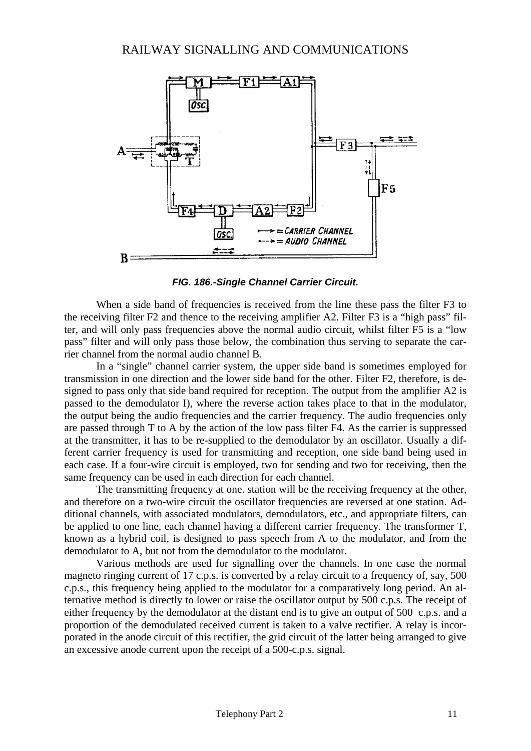*FIG. 186.-Single Channel Carrier Circuit.*

When a side band of frequencies is received from the line these pass the filter F3 to the receiving filter F2 and thence to the receiving amplifier A2. Filter F3 is a "high pass" filter, and will only pass frequencies above the normal audio circuit, whilst filter F5 is a "low pass" filter and will only pass those below, the combination thus serving to separate the carrier channel from the normal audio channel B.

In a "single" channel carrier system, the upper side band is sometimes employed for transmission in one direction and the lower side band for the other. Filter F2, therefore, is designed to pass only that side band required for reception. The output from the amplifier A2 is passed to the demodulator I), where the reverse action takes place to that in the modulator, the output being the audio frequencies and the carrier frequency. The audio frequencies only are passed through T to A by the action of the low pass filter F4. As the carrier is suppressed at the transmitter, it has to be re-supplied to the demodulator by an oscillator. Usually a different carrier frequency is used for transmitting and reception, one side band being used in each case. If a four-wire circuit is employed, two for sending and two for receiving, then the same frequency can be used in each direction for each channel.

The transmitting frequency at one. station will be the receiving frequency at the other, and therefore on a two-wire circuit the oscillator frequencies are reversed at one station. Additional channels, with associated modulators, demodulators, etc., and appropriate filters, can be applied to one line, each channel having a different carrier frequency. The transformer T, known as a hybrid coil, is designed to pass speech from A to the modulator, and from the demodulator to A, but not from the demodulator to the modulator.

Various methods are used for signalling over the channels. In one case the normal magneto ringing current of 17 c.p.s. is converted by a relay circuit to a frequency of, say, 500 c.p.s., this frequency being applied to the modulator for a comparatively long period. An alternative method is directly to lower or raise the oscillator output by 500 c.p.s. The receipt of either frequency by the demodulator at the distant end is to give an output of 500 c.p.s. and a proportion of the demodulated received current is taken to a valve rectifier. A relay is incorporated in the anode circuit of this rectifier, the grid circuit of the latter being arranged to give an excessive anode current upon the receipt of a 500-c.p.s. signal.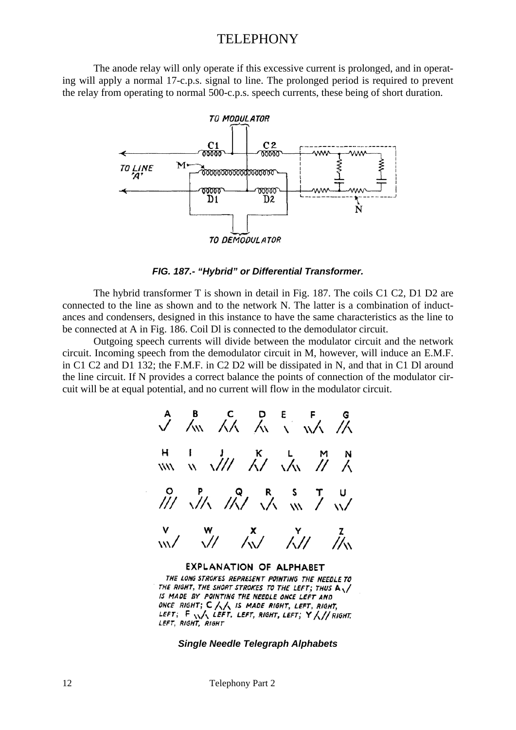The anode relay will only operate if this excessive current is prolonged, and in operating will apply a normal 17-c.p.s. signal to line. The prolonged period is required to prevent the relay from operating to normal 500-c.p.s. speech currents, these being of short duration.

TO MODULATOR

C1

C2

TO LINE 'A'

M

D1

D2

N

TO DEMODULATOR

***FIG. 187.- "Hybrid" or Differential Transformer.***

The hybrid transformer T is shown in detail in Fig. 187. The coils C1 C2, D1 D2 are connected to the line as shown and to the network N. The latter is a combination of inductances and condensers, designed in this instance to have the same characteristics as the line to be connected at A in Fig. 186. Coil Dl is connected to the demodulator circuit.

Outgoing speech currents will divide between the modulator circuit and the network circuit. Incoming speech from the demodulator circuit in M, however, will induce an E.M.F. in C1 C2 and D1 132; the F.M.F. in C2 D2 will be dissipated in N, and that in C1 Dl around the line circuit. If N provides a correct balance the points of connection of the modulator circuit will be at equal potential, and no current will flow in the modulator circuit.

A B C D E F G

H I J K L M N

O P Q R S T U

V W X Y Z

EXPLANATION OF ALPHABET

THE LONG STROKES REPRESENT POINTING THE NEEDLE TO THE RIGHT, THE SHORT STROKES TO THE LEFT; THUS A \/ IS MADE BY POINTING THE NEEDLE ONCE LEFT AND ONCE RIGHT; C /\/\ IS MADE RIGHT, LEFT, RIGHT, LEFT; F \\/\ LEFT, LEFT, RIGHT, LEFT; Y /\// RIGHT, LEFT, RIGHT, RIGHT

***Single Needle Telegraph Alphabets***